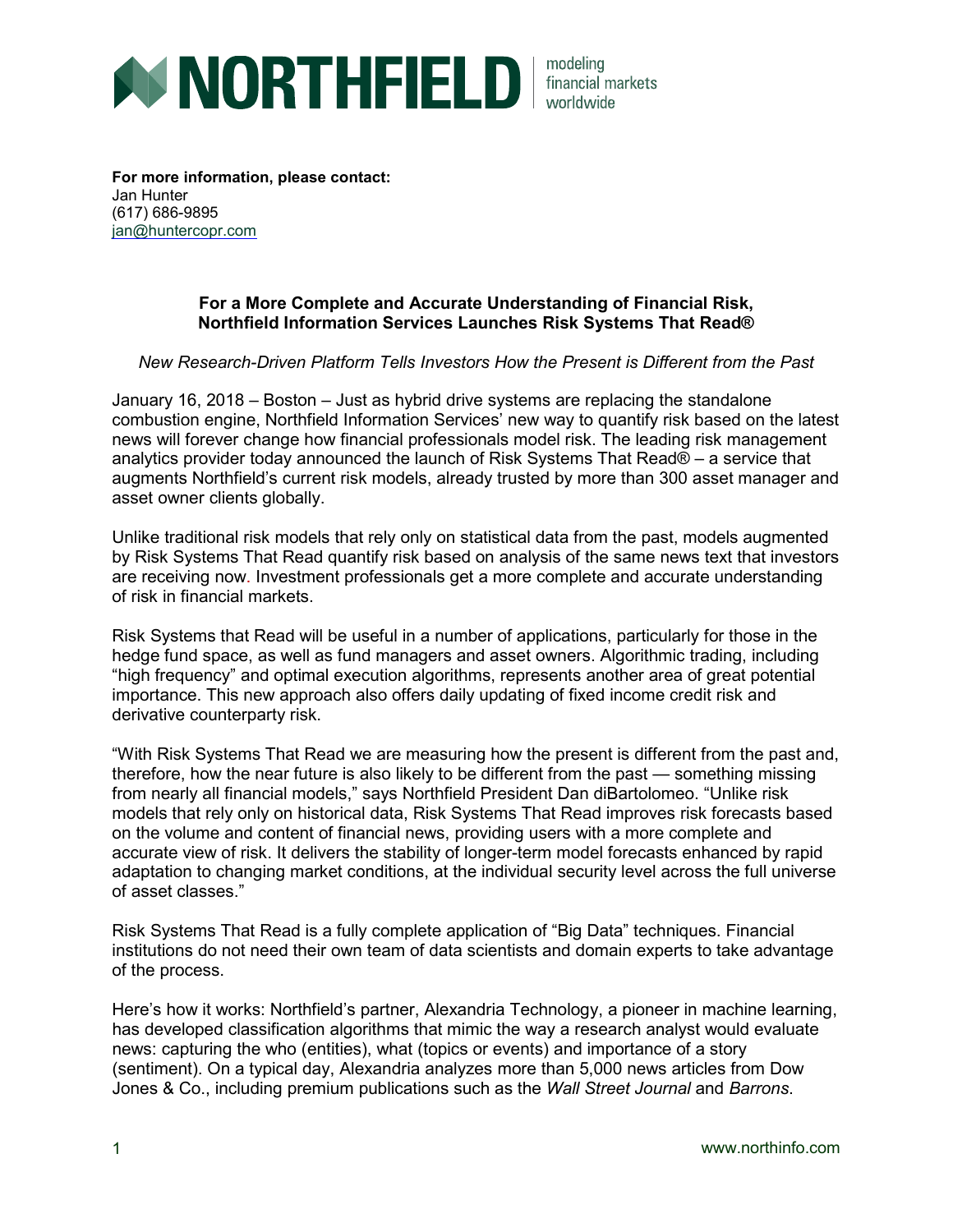# NORTHFIELD

modeling financial markets worldwide

**For more information, please contact:**
Jan Hunter
(617) 686-9895
jan@huntercopr.com

## For a More Complete and Accurate Understanding of Financial Risk, Northfield Information Services Launches Risk Systems That Read®

*New Research-Driven Platform Tells Investors How the Present is Different from the Past*

January 16, 2018 – Boston – Just as hybrid drive systems are replacing the standalone combustion engine, Northfield Information Services' new way to quantify risk based on the latest news will forever change how financial professionals model risk. The leading risk management analytics provider today announced the launch of Risk Systems That Read® – a service that augments Northfield's current risk models, already trusted by more than 300 asset manager and asset owner clients globally.

Unlike traditional risk models that rely only on statistical data from the past, models augmented by Risk Systems That Read quantify risk based on analysis of the same news text that investors are receiving now. Investment professionals get a more complete and accurate understanding of risk in financial markets.

Risk Systems that Read will be useful in a number of applications, particularly for those in the hedge fund space, as well as fund managers and asset owners. Algorithmic trading, including "high frequency" and optimal execution algorithms, represents another area of great potential importance. This new approach also offers daily updating of fixed income credit risk and derivative counterparty risk.

"With Risk Systems That Read we are measuring how the present is different from the past and, therefore, how the near future is also likely to be different from the past — something missing from nearly all financial models," says Northfield President Dan diBartolomeo. "Unlike risk models that rely only on historical data, Risk Systems That Read improves risk forecasts based on the volume and content of financial news, providing users with a more complete and accurate view of risk. It delivers the stability of longer-term model forecasts enhanced by rapid adaptation to changing market conditions, at the individual security level across the full universe of asset classes."

Risk Systems That Read is a fully complete application of "Big Data" techniques. Financial institutions do not need their own team of data scientists and domain experts to take advantage of the process.

Here's how it works: Northfield's partner, Alexandria Technology, a pioneer in machine learning, has developed classification algorithms that mimic the way a research analyst would evaluate news: capturing the who (entities), what (topics or events) and importance of a story (sentiment). On a typical day, Alexandria analyzes more than 5,000 news articles from Dow Jones & Co., including premium publications such as the *Wall Street Journal* and *Barrons*.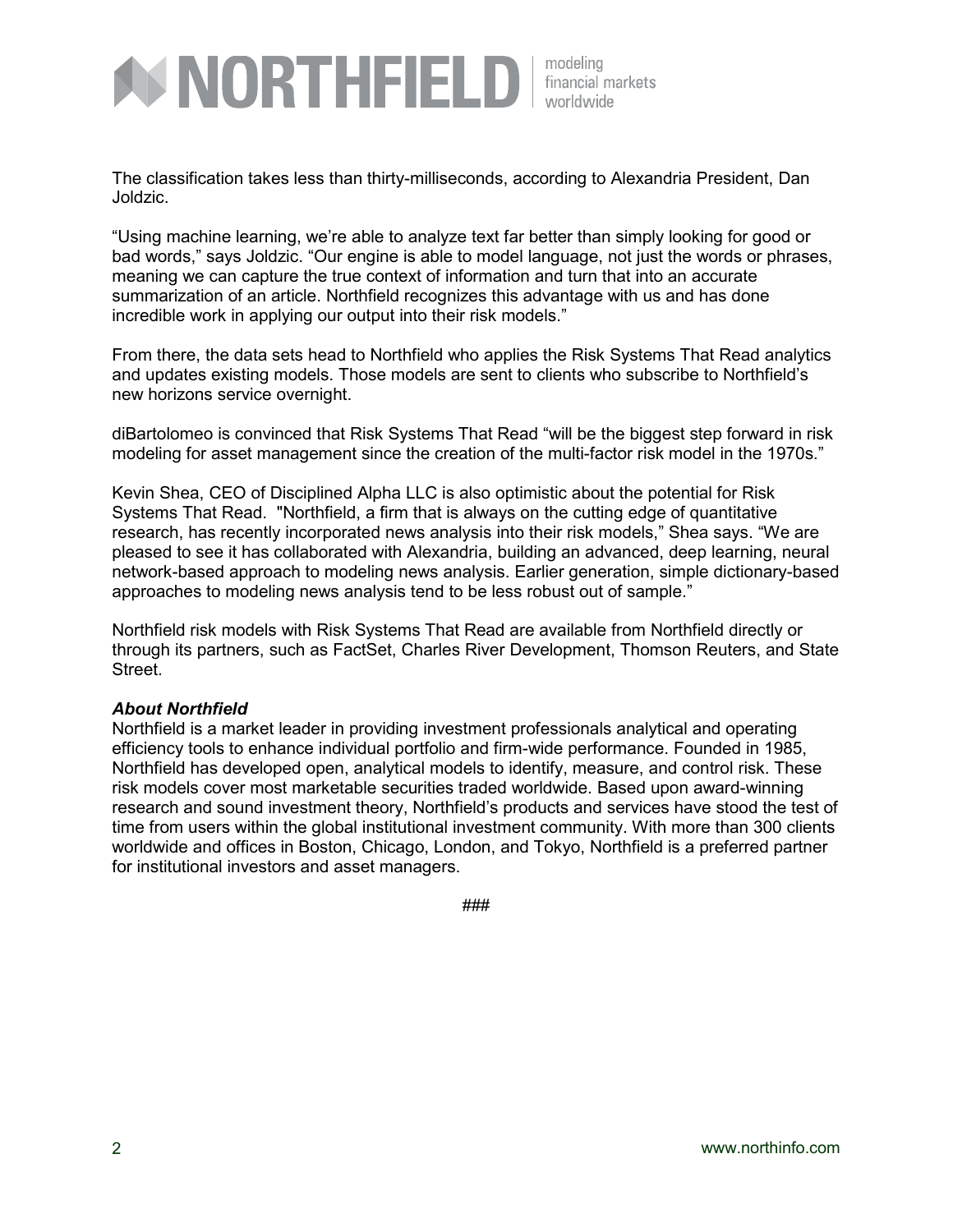The classification takes less than thirty-milliseconds, according to Alexandria President, Dan Joldzic.

"Using machine learning, we're able to analyze text far better than simply looking for good or bad words," says Joldzic. "Our engine is able to model language, not just the words or phrases, meaning we can capture the true context of information and turn that into an accurate summarization of an article. Northfield recognizes this advantage with us and has done incredible work in applying our output into their risk models."

From there, the data sets head to Northfield who applies the Risk Systems That Read analytics and updates existing models. Those models are sent to clients who subscribe to Northfield's new horizons service overnight.

diBartolomeo is convinced that Risk Systems That Read "will be the biggest step forward in risk modeling for asset management since the creation of the multi-factor risk model in the 1970s."

Kevin Shea, CEO of Disciplined Alpha LLC is also optimistic about the potential for Risk Systems That Read. "Northfield, a firm that is always on the cutting edge of quantitative research, has recently incorporated news analysis into their risk models," Shea says. "We are pleased to see it has collaborated with Alexandria, building an advanced, deep learning, neural network-based approach to modeling news analysis. Earlier generation, simple dictionary-based approaches to modeling news analysis tend to be less robust out of sample."

Northfield risk models with Risk Systems That Read are available from Northfield directly or through its partners, such as FactSet, Charles River Development, Thomson Reuters, and State Street.

***About Northfield***

Northfield is a market leader in providing investment professionals analytical and operating efficiency tools to enhance individual portfolio and firm-wide performance. Founded in 1985, Northfield has developed open, analytical models to identify, measure, and control risk. These risk models cover most marketable securities traded worldwide. Based upon award-winning research and sound investment theory, Northfield's products and services have stood the test of time from users within the global institutional investment community. With more than 300 clients worldwide and offices in Boston, Chicago, London, and Tokyo, Northfield is a preferred partner for institutional investors and asset managers.

###